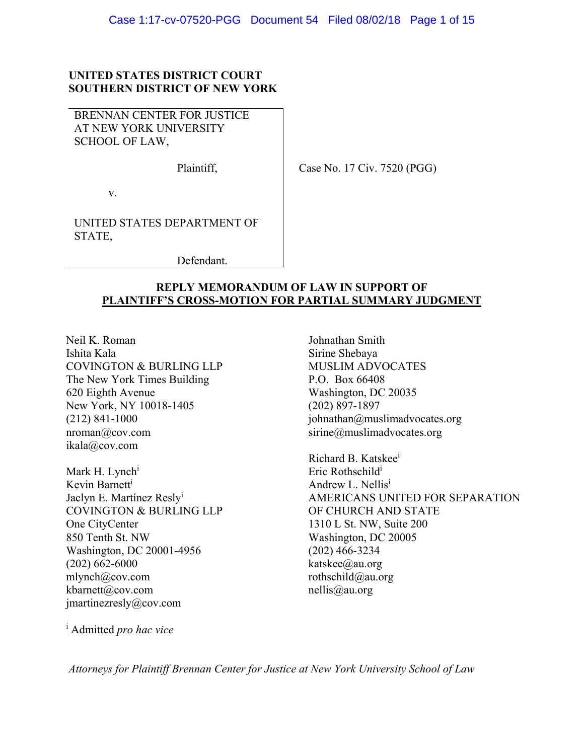**UNITED STATES DISTRICT COURT**
**SOUTHERN DISTRICT OF NEW YORK**

BRENNAN CENTER FOR JUSTICE AT NEW YORK UNIVERSITY SCHOOL OF LAW,

Plaintiff,

v.

UNITED STATES DEPARTMENT OF STATE,

Defendant.

Case No. 17 Civ. 7520 (PGG)

**REPLY MEMORANDUM OF LAW IN SUPPORT OF**
**PLAINTIFF'S CROSS-MOTION FOR PARTIAL SUMMARY JUDGMENT**

Neil K. Roman
Ishita Kala
COVINGTON & BURLING LLP
The New York Times Building
620 Eighth Avenue
New York, NY 10018-1405
(212) 841-1000
nroman@cov.com
ikala@cov.com

Mark H. Lynch[i]
Kevin Barnett[i]
Jaclyn E. Martínez Resly[i]
COVINGTON & BURLING LLP
One CityCenter
850 Tenth St. NW
Washington, DC 20001-4956
(202) 662-6000
mlynch@cov.com
kbarnett@cov.com
jmartinezresly@cov.com

Johnathan Smith
Sirine Shebaya
MUSLIM ADVOCATES
P.O. Box 66408
Washington, DC 20035
(202) 897-1897
johnathan@muslimadvocates.org
sirine@muslimadvocates.org

Richard B. Katskee[i]
Eric Rothschild[i]
Andrew L. Nellis[i]
AMERICANS UNITED FOR SEPARATION OF CHURCH AND STATE
1310 L St. NW, Suite 200
Washington, DC 20005
(202) 466-3234
katskee@au.org
rothschild@au.org
nellis@au.org

[i] Admitted *pro hac vice*

*Attorneys for Plaintiff Brennan Center for Justice at New York University School of Law*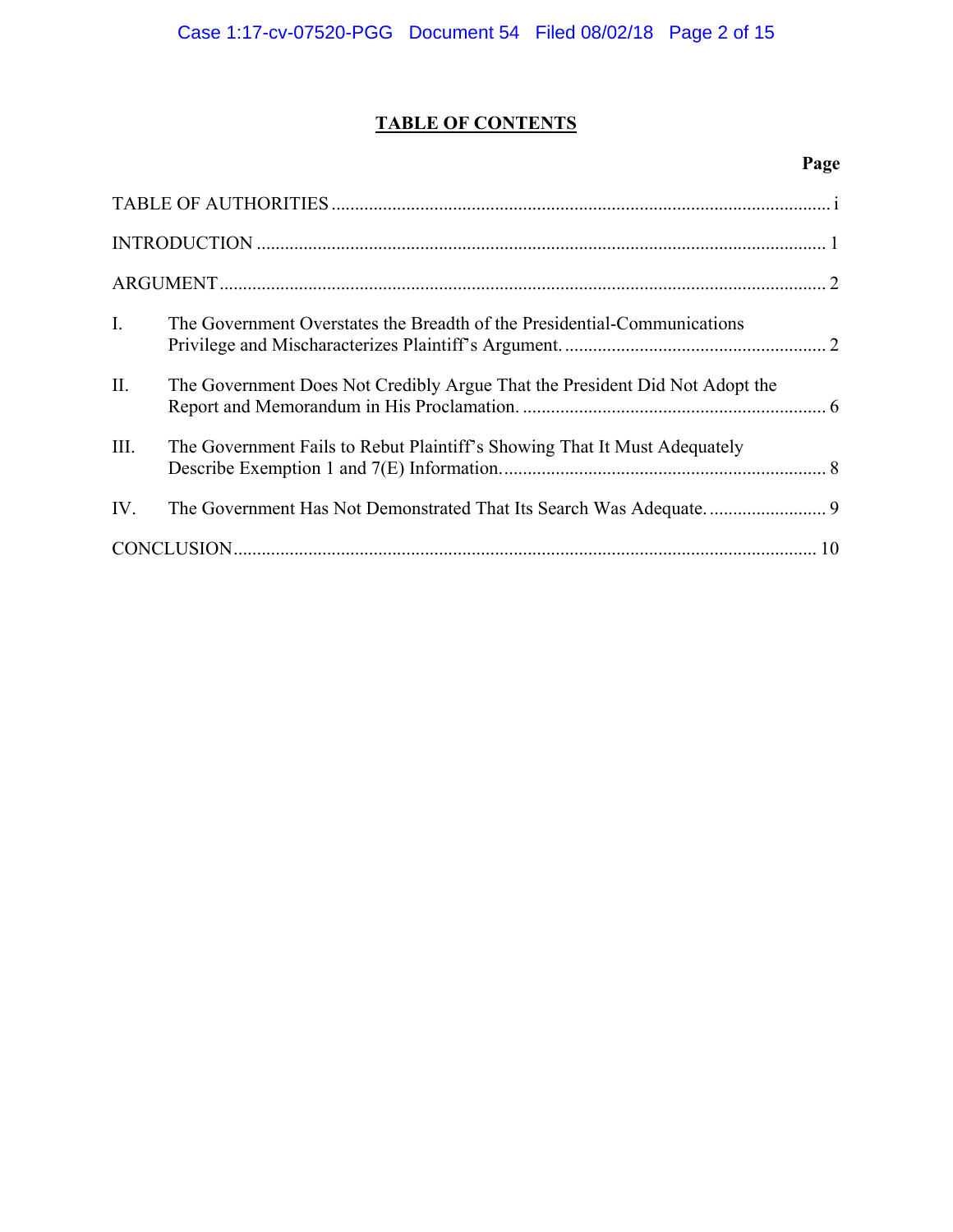# TABLE OF CONTENTS

| | | Page |
|---|---|---|
| TABLE OF AUTHORITIES | | i |
| INTRODUCTION | | 1 |
| ARGUMENT | | 2 |
| I. | The Government Overstates the Breadth of the Presidential-Communications Privilege and Mischaracterizes Plaintiff's Argument. | 2 |
| II. | The Government Does Not Credibly Argue That the President Did Not Adopt the Report and Memorandum in His Proclamation. | 6 |
| III. | The Government Fails to Rebut Plaintiff's Showing That It Must Adequately Describe Exemption 1 and 7(E) Information. | 8 |
| IV. | The Government Has Not Demonstrated That Its Search Was Adequate. | 9 |
| CONCLUSION | | 10 |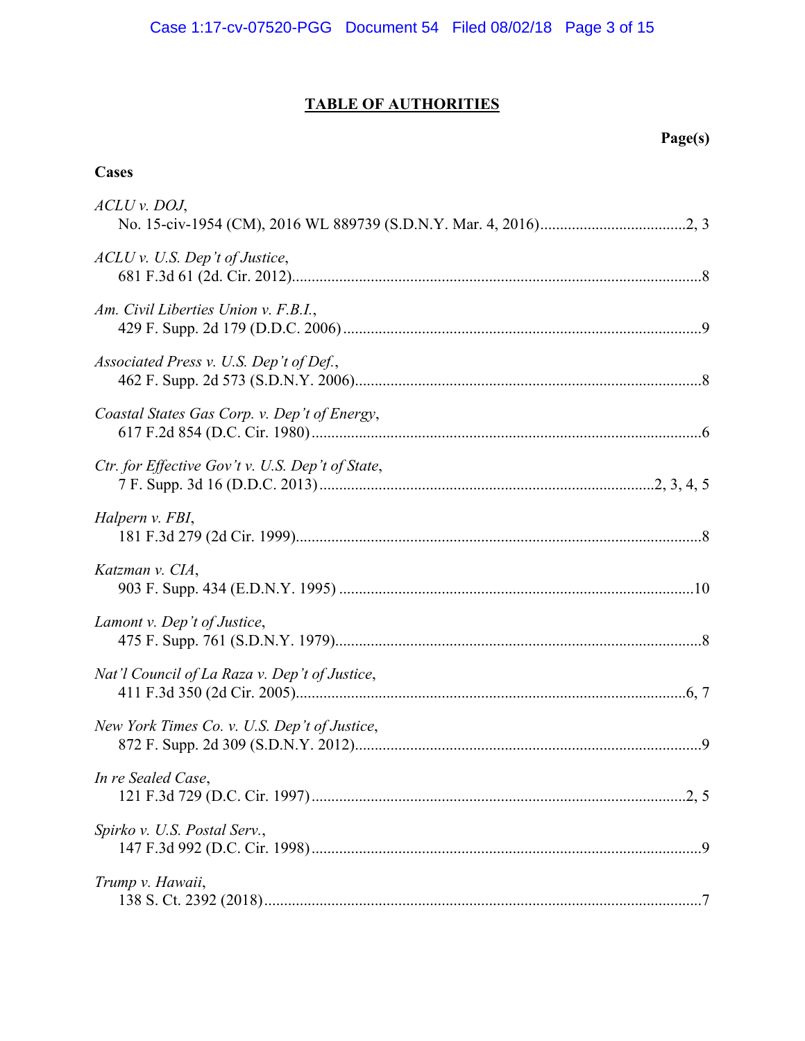## TABLE OF AUTHORITIES

**Page(s)**

**Cases**

*ACLU v. DOJ*,
No. 15-civ-1954 (CM), 2016 WL 889739 (S.D.N.Y. Mar. 4, 2016) .....2, 3

*ACLU v. U.S. Dep't of Justice*,
681 F.3d 61 (2d. Cir. 2012) .....8

*Am. Civil Liberties Union v. F.B.I.*,
429 F. Supp. 2d 179 (D.D.C. 2006) .....9

*Associated Press v. U.S. Dep't of Def.*,
462 F. Supp. 2d 573 (S.D.N.Y. 2006) .....8

*Coastal States Gas Corp. v. Dep't of Energy*,
617 F.2d 854 (D.C. Cir. 1980) .....6

*Ctr. for Effective Gov't v. U.S. Dep't of State*,
7 F. Supp. 3d 16 (D.D.C. 2013) .....2, 3, 4, 5

*Halpern v. FBI*,
181 F.3d 279 (2d Cir. 1999) .....8

*Katzman v. CIA*,
903 F. Supp. 434 (E.D.N.Y. 1995) .....10

*Lamont v. Dep't of Justice*,
475 F. Supp. 761 (S.D.N.Y. 1979) .....8

*Nat'l Council of La Raza v. Dep't of Justice*,
411 F.3d 350 (2d Cir. 2005) .....6, 7

*New York Times Co. v. U.S. Dep't of Justice*,
872 F. Supp. 2d 309 (S.D.N.Y. 2012) .....9

*In re Sealed Case*,
121 F.3d 729 (D.C. Cir. 1997) .....2, 5

*Spirko v. U.S. Postal Serv.*,
147 F.3d 992 (D.C. Cir. 1998) .....9

*Trump v. Hawaii*,
138 S. Ct. 2392 (2018) .....7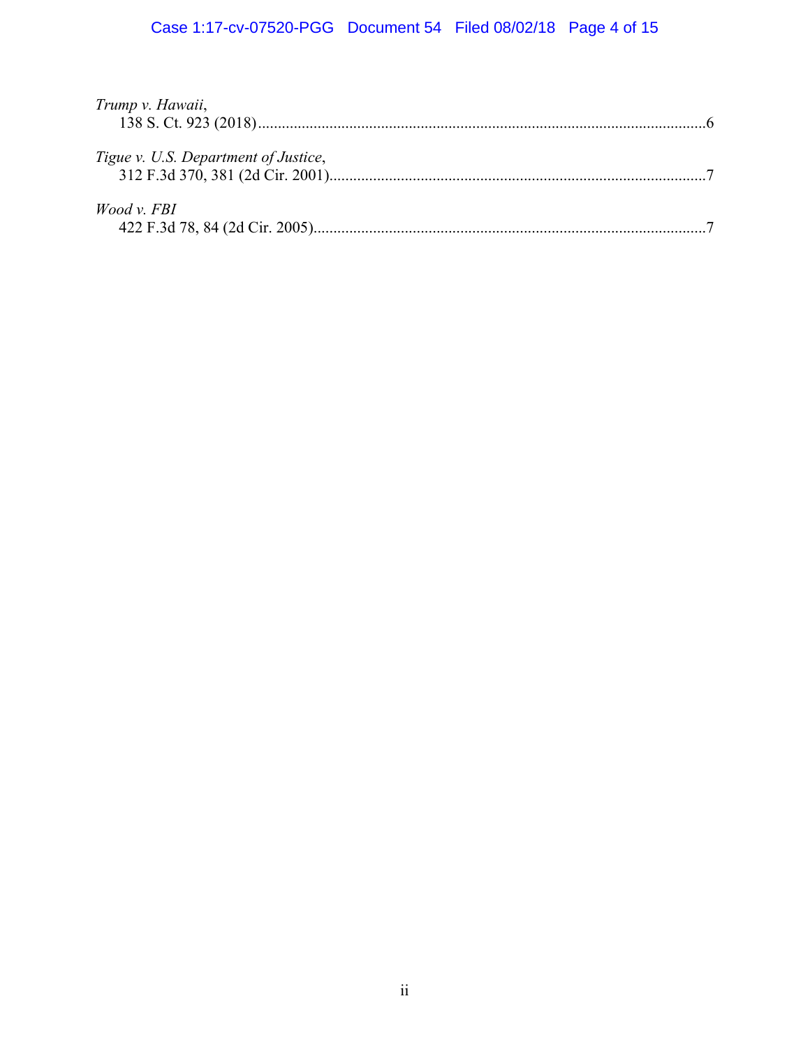*Trump v. Hawaii*,
138 S. Ct. 923 (2018)....................................................................................................................6

*Tigue v. U.S. Department of Justice*,
312 F.3d 370, 381 (2d Cir. 2001)...............................................................................................7

*Wood v. FBI*
422 F.3d 78, 84 (2d Cir. 2005)...................................................................................................7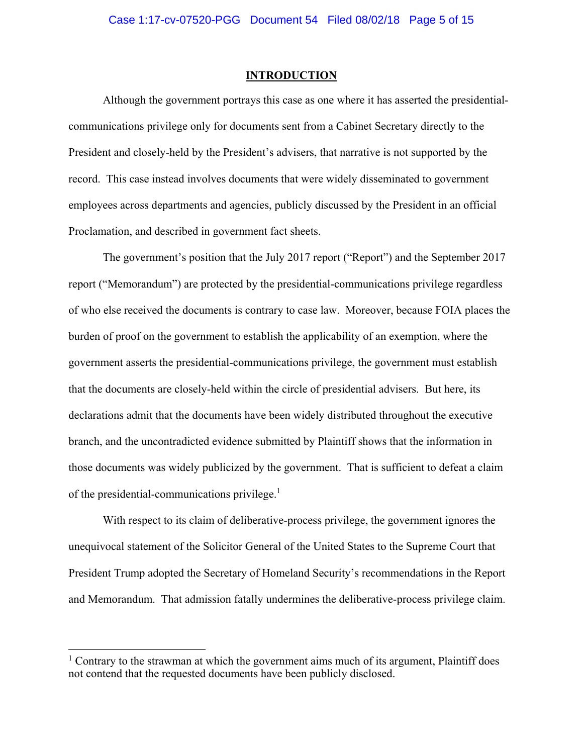## INTRODUCTION

Although the government portrays this case as one where it has asserted the presidential-communications privilege only for documents sent from a Cabinet Secretary directly to the President and closely-held by the President's advisers, that narrative is not supported by the record. This case instead involves documents that were widely disseminated to government employees across departments and agencies, publicly discussed by the President in an official Proclamation, and described in government fact sheets.

The government's position that the July 2017 report ("Report") and the September 2017 report ("Memorandum") are protected by the presidential-communications privilege regardless of who else received the documents is contrary to case law. Moreover, because FOIA places the burden of proof on the government to establish the applicability of an exemption, where the government asserts the presidential-communications privilege, the government must establish that the documents are closely-held within the circle of presidential advisers. But here, its declarations admit that the documents have been widely distributed throughout the executive branch, and the uncontradicted evidence submitted by Plaintiff shows that the information in those documents was widely publicized by the government. That is sufficient to defeat a claim of the presidential-communications privilege.[1]

With respect to its claim of deliberative-process privilege, the government ignores the unequivocal statement of the Solicitor General of the United States to the Supreme Court that President Trump adopted the Secretary of Homeland Security's recommendations in the Report and Memorandum. That admission fatally undermines the deliberative-process privilege claim.

---

[1] Contrary to the strawman at which the government aims much of its argument, Plaintiff does not contend that the requested documents have been publicly disclosed.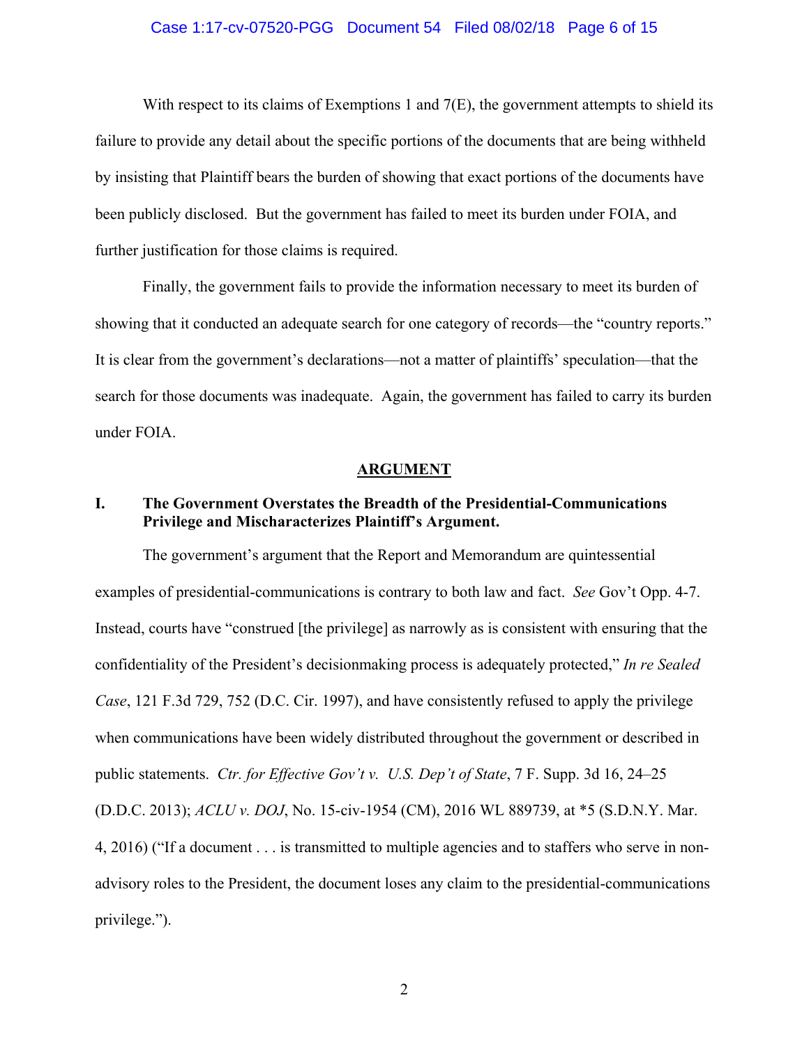With respect to its claims of Exemptions 1 and 7(E), the government attempts to shield its failure to provide any detail about the specific portions of the documents that are being withheld by insisting that Plaintiff bears the burden of showing that exact portions of the documents have been publicly disclosed. But the government has failed to meet its burden under FOIA, and further justification for those claims is required.

Finally, the government fails to provide the information necessary to meet its burden of showing that it conducted an adequate search for one category of records—the "country reports." It is clear from the government's declarations—not a matter of plaintiffs' speculation—that the search for those documents was inadequate. Again, the government has failed to carry its burden under FOIA.

## ARGUMENT

### I. The Government Overstates the Breadth of the Presidential-Communications Privilege and Mischaracterizes Plaintiff's Argument.

The government's argument that the Report and Memorandum are quintessential examples of presidential-communications is contrary to both law and fact. *See* Gov't Opp. 4-7. Instead, courts have "construed [the privilege] as narrowly as is consistent with ensuring that the confidentiality of the President's decisionmaking process is adequately protected," *In re Sealed Case*, 121 F.3d 729, 752 (D.C. Cir. 1997), and have consistently refused to apply the privilege when communications have been widely distributed throughout the government or described in public statements. *Ctr. for Effective Gov't v. U.S. Dep't of State*, 7 F. Supp. 3d 16, 24–25 (D.D.C. 2013); *ACLU v. DOJ*, No. 15-civ-1954 (CM), 2016 WL 889739, at *5 (S.D.N.Y. Mar. 4, 2016) ("If a document . . . is transmitted to multiple agencies and to staffers who serve in non-advisory roles to the President, the document loses any claim to the presidential-communications privilege.").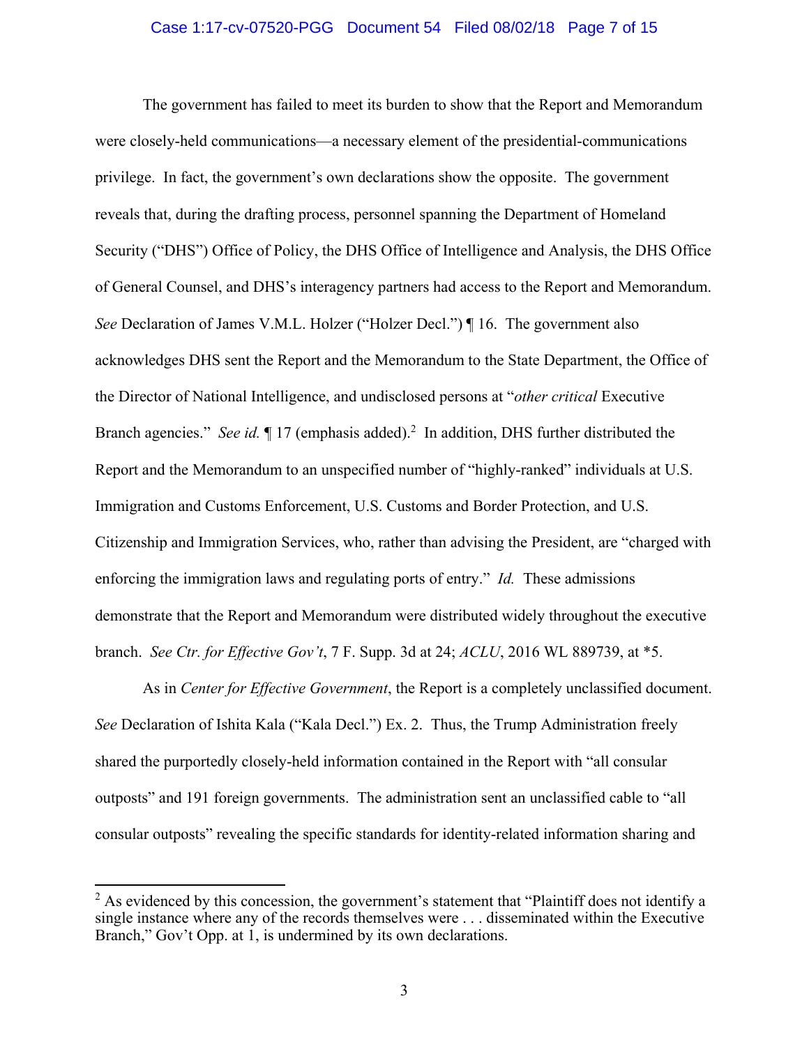The government has failed to meet its burden to show that the Report and Memorandum were closely-held communications—a necessary element of the presidential-communications privilege. In fact, the government's own declarations show the opposite. The government reveals that, during the drafting process, personnel spanning the Department of Homeland Security ("DHS") Office of Policy, the DHS Office of Intelligence and Analysis, the DHS Office of General Counsel, and DHS's interagency partners had access to the Report and Memorandum. *See* Declaration of James V.M.L. Holzer ("Holzer Decl.") ¶ 16. The government also acknowledges DHS sent the Report and the Memorandum to the State Department, the Office of the Director of National Intelligence, and undisclosed persons at "*other critical* Executive Branch agencies." *See id.* ¶ 17 (emphasis added).[2] In addition, DHS further distributed the Report and the Memorandum to an unspecified number of "highly-ranked" individuals at U.S. Immigration and Customs Enforcement, U.S. Customs and Border Protection, and U.S. Citizenship and Immigration Services, who, rather than advising the President, are "charged with enforcing the immigration laws and regulating ports of entry." *Id.* These admissions demonstrate that the Report and Memorandum were distributed widely throughout the executive branch. *See Ctr. for Effective Gov't*, 7 F. Supp. 3d at 24; *ACLU*, 2016 WL 889739, at *5.

As in *Center for Effective Government*, the Report is a completely unclassified document. *See* Declaration of Ishita Kala ("Kala Decl.") Ex. 2. Thus, the Trump Administration freely shared the purportedly closely-held information contained in the Report with "all consular outposts" and 191 foreign governments. The administration sent an unclassified cable to "all consular outposts" revealing the specific standards for identity-related information sharing and

---

[2] As evidenced by this concession, the government's statement that "Plaintiff does not identify a single instance where any of the records themselves were . . . disseminated within the Executive Branch," Gov't Opp. at 1, is undermined by its own declarations.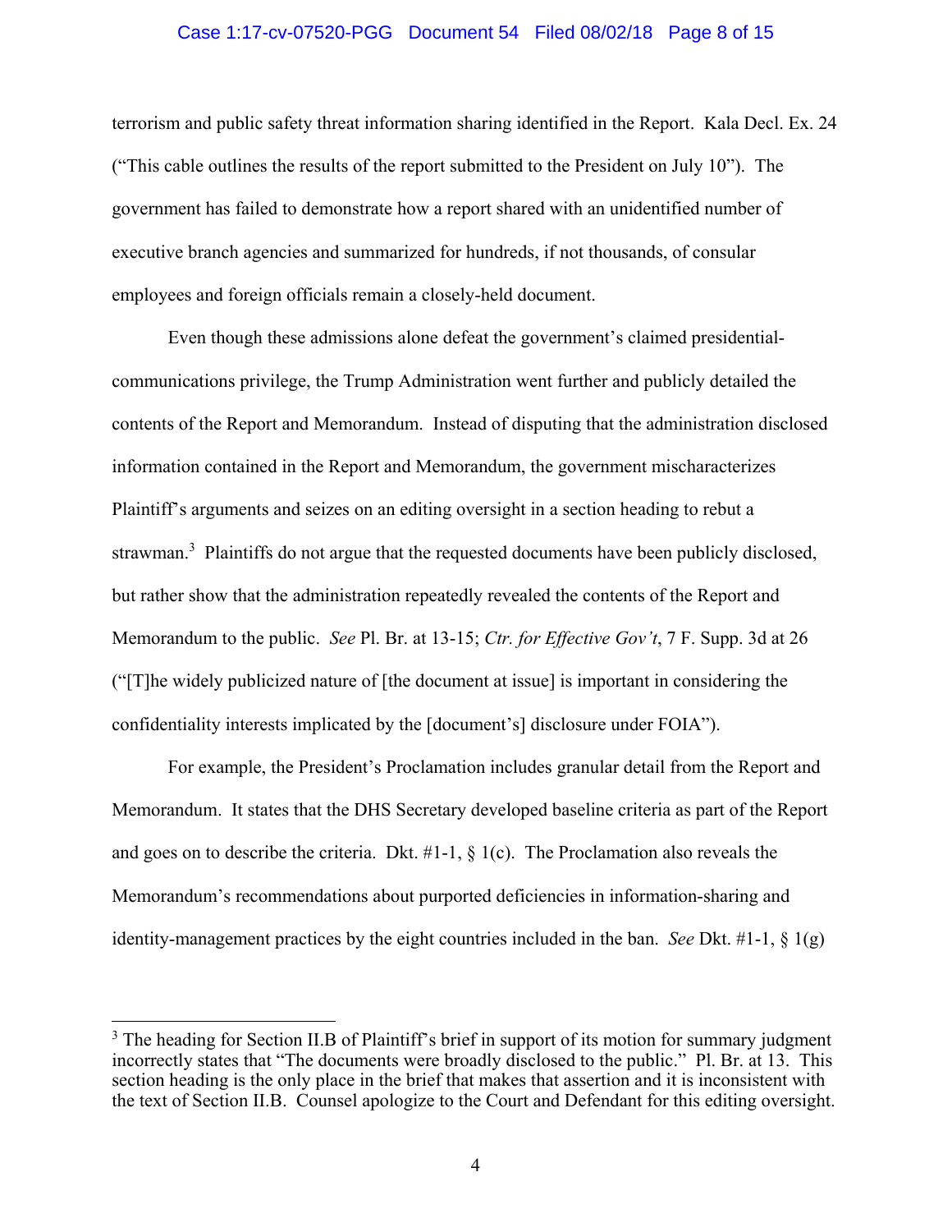terrorism and public safety threat information sharing identified in the Report. Kala Decl. Ex. 24 ("This cable outlines the results of the report submitted to the President on July 10"). The government has failed to demonstrate how a report shared with an unidentified number of executive branch agencies and summarized for hundreds, if not thousands, of consular employees and foreign officials remain a closely-held document.

Even though these admissions alone defeat the government's claimed presidential-communications privilege, the Trump Administration went further and publicly detailed the contents of the Report and Memorandum. Instead of disputing that the administration disclosed information contained in the Report and Memorandum, the government mischaracterizes Plaintiff's arguments and seizes on an editing oversight in a section heading to rebut a strawman.[3] Plaintiffs do not argue that the requested documents have been publicly disclosed, but rather show that the administration repeatedly revealed the contents of the Report and Memorandum to the public. *See* Pl. Br. at 13-15; *Ctr. for Effective Gov't*, 7 F. Supp. 3d at 26 ("[T]he widely publicized nature of [the document at issue] is important in considering the confidentiality interests implicated by the [document's] disclosure under FOIA").

For example, the President's Proclamation includes granular detail from the Report and Memorandum. It states that the DHS Secretary developed baseline criteria as part of the Report and goes on to describe the criteria. Dkt. #1-1, § 1(c). The Proclamation also reveals the Memorandum's recommendations about purported deficiencies in information-sharing and identity-management practices by the eight countries included in the ban. *See* Dkt. #1-1, § 1(g)

---

[3] The heading for Section II.B of Plaintiff's brief in support of its motion for summary judgment incorrectly states that "The documents were broadly disclosed to the public." Pl. Br. at 13. This section heading is the only place in the brief that makes that assertion and it is inconsistent with the text of Section II.B. Counsel apologize to the Court and Defendant for this editing oversight.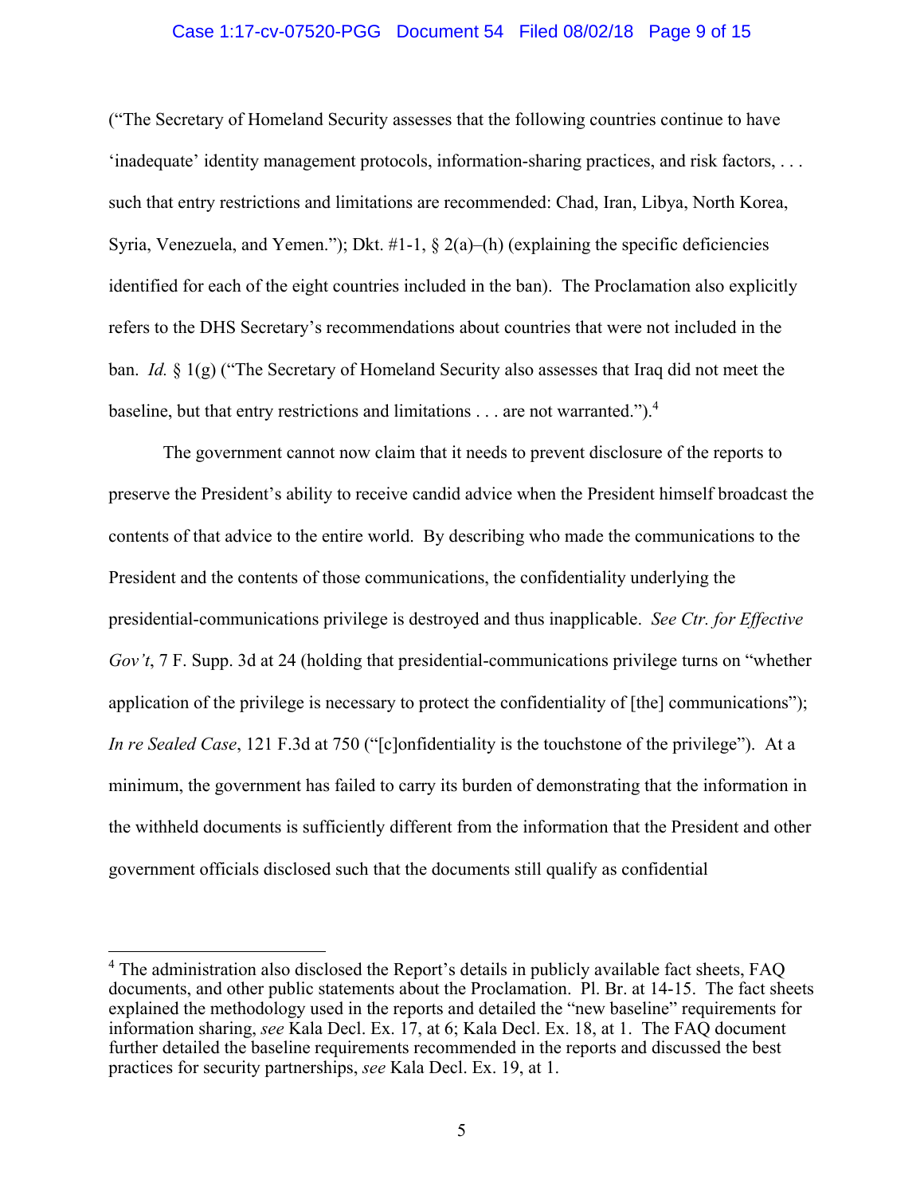("The Secretary of Homeland Security assesses that the following countries continue to have 'inadequate' identity management protocols, information-sharing practices, and risk factors, . . . such that entry restrictions and limitations are recommended: Chad, Iran, Libya, North Korea, Syria, Venezuela, and Yemen."); Dkt. #1-1, § 2(a)–(h) (explaining the specific deficiencies identified for each of the eight countries included in the ban). The Proclamation also explicitly refers to the DHS Secretary's recommendations about countries that were not included in the ban. *Id.* § 1(g) ("The Secretary of Homeland Security also assesses that Iraq did not meet the baseline, but that entry restrictions and limitations . . . are not warranted.").[4]

The government cannot now claim that it needs to prevent disclosure of the reports to preserve the President's ability to receive candid advice when the President himself broadcast the contents of that advice to the entire world. By describing who made the communications to the President and the contents of those communications, the confidentiality underlying the presidential-communications privilege is destroyed and thus inapplicable. *See Ctr. for Effective Gov't*, 7 F. Supp. 3d at 24 (holding that presidential-communications privilege turns on "whether application of the privilege is necessary to protect the confidentiality of [the] communications"); *In re Sealed Case*, 121 F.3d at 750 ("[c]onfidentiality is the touchstone of the privilege"). At a minimum, the government has failed to carry its burden of demonstrating that the information in the withheld documents is sufficiently different from the information that the President and other government officials disclosed such that the documents still qualify as confidential

---

[4] The administration also disclosed the Report's details in publicly available fact sheets, FAQ documents, and other public statements about the Proclamation. Pl. Br. at 14-15. The fact sheets explained the methodology used in the reports and detailed the "new baseline" requirements for information sharing, *see* Kala Decl. Ex. 17, at 6; Kala Decl. Ex. 18, at 1. The FAQ document further detailed the baseline requirements recommended in the reports and discussed the best practices for security partnerships, *see* Kala Decl. Ex. 19, at 1.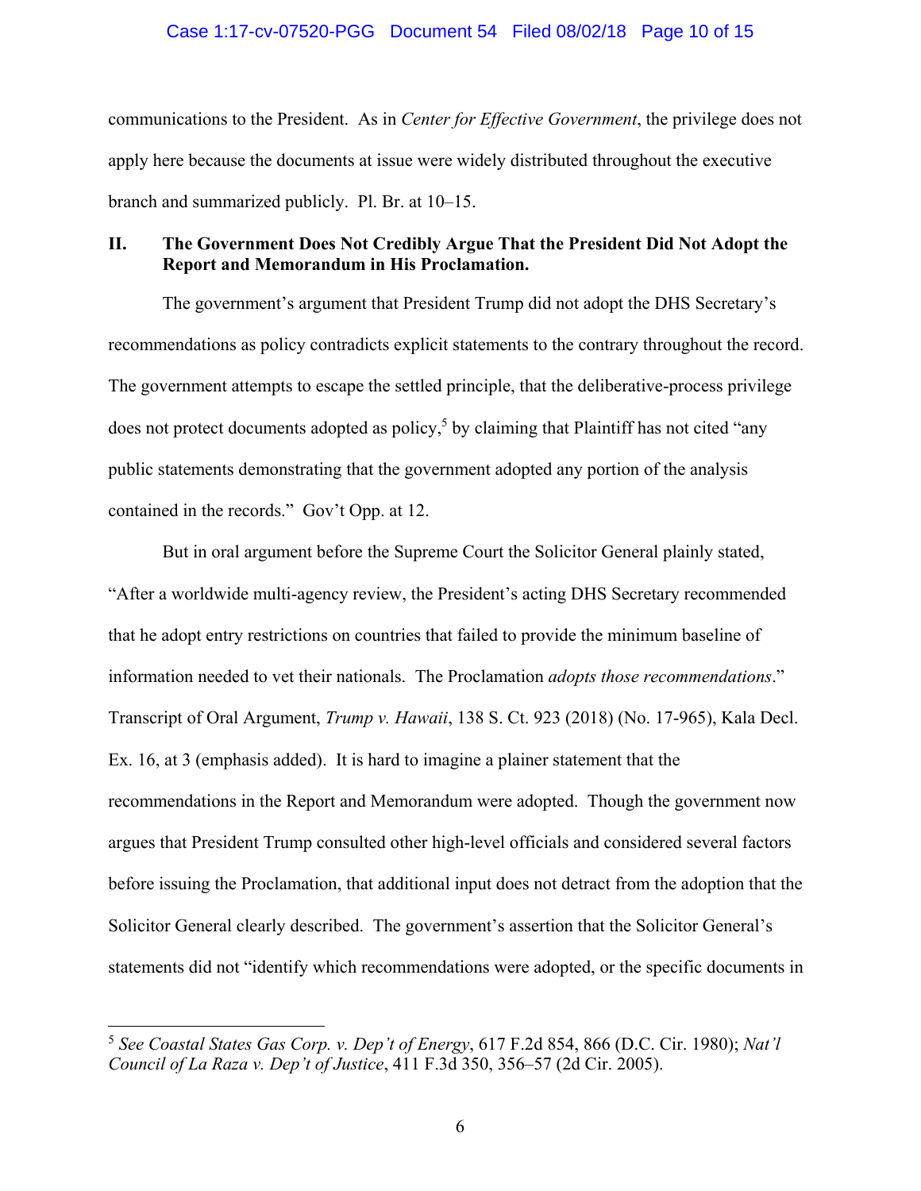communications to the President. As in *Center for Effective Government*, the privilege does not apply here because the documents at issue were widely distributed throughout the executive branch and summarized publicly. Pl. Br. at 10–15.

## II. The Government Does Not Credibly Argue That the President Did Not Adopt the Report and Memorandum in His Proclamation.

The government's argument that President Trump did not adopt the DHS Secretary's recommendations as policy contradicts explicit statements to the contrary throughout the record. The government attempts to escape the settled principle, that the deliberative-process privilege does not protect documents adopted as policy,[5] by claiming that Plaintiff has not cited "any public statements demonstrating that the government adopted any portion of the analysis contained in the records." Gov't Opp. at 12.

But in oral argument before the Supreme Court the Solicitor General plainly stated, "After a worldwide multi-agency review, the President's acting DHS Secretary recommended that he adopt entry restrictions on countries that failed to provide the minimum baseline of information needed to vet their nationals. The Proclamation *adopts those recommendations*." Transcript of Oral Argument, *Trump v. Hawaii*, 138 S. Ct. 923 (2018) (No. 17-965), Kala Decl. Ex. 16, at 3 (emphasis added). It is hard to imagine a plainer statement that the recommendations in the Report and Memorandum were adopted. Though the government now argues that President Trump consulted other high-level officials and considered several factors before issuing the Proclamation, that additional input does not detract from the adoption that the Solicitor General clearly described. The government's assertion that the Solicitor General's statements did not "identify which recommendations were adopted, or the specific documents in

---

[5] *See Coastal States Gas Corp. v. Dep't of Energy*, 617 F.2d 854, 866 (D.C. Cir. 1980); *Nat'l Council of La Raza v. Dep't of Justice*, 411 F.3d 350, 356–57 (2d Cir. 2005).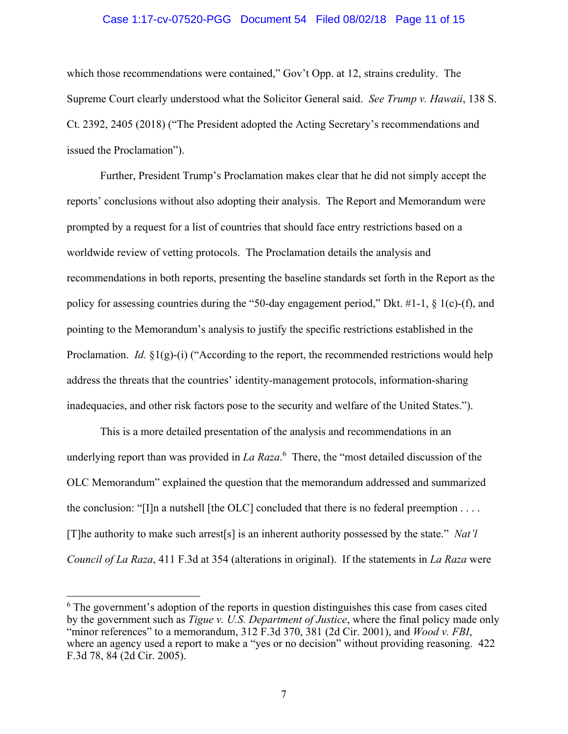which those recommendations were contained," Gov't Opp. at 12, strains credulity. The Supreme Court clearly understood what the Solicitor General said. *See Trump v. Hawaii*, 138 S. Ct. 2392, 2405 (2018) ("The President adopted the Acting Secretary's recommendations and issued the Proclamation").

Further, President Trump's Proclamation makes clear that he did not simply accept the reports' conclusions without also adopting their analysis. The Report and Memorandum were prompted by a request for a list of countries that should face entry restrictions based on a worldwide review of vetting protocols. The Proclamation details the analysis and recommendations in both reports, presenting the baseline standards set forth in the Report as the policy for assessing countries during the "50-day engagement period," Dkt. #1-1, § 1(c)-(f), and pointing to the Memorandum's analysis to justify the specific restrictions established in the Proclamation. *Id.* §1(g)-(i) ("According to the report, the recommended restrictions would help address the threats that the countries' identity-management protocols, information-sharing inadequacies, and other risk factors pose to the security and welfare of the United States.").

This is a more detailed presentation of the analysis and recommendations in an underlying report than was provided in *La Raza*.[6] There, the "most detailed discussion of the OLC Memorandum" explained the question that the memorandum addressed and summarized the conclusion: "[I]n a nutshell [the OLC] concluded that there is no federal preemption . . . . [T]he authority to make such arrest[s] is an inherent authority possessed by the state." *Nat'l Council of La Raza*, 411 F.3d at 354 (alterations in original). If the statements in *La Raza* were

---

[6] The government's adoption of the reports in question distinguishes this case from cases cited by the government such as *Tigue v. U.S. Department of Justice*, where the final policy made only "minor references" to a memorandum, 312 F.3d 370, 381 (2d Cir. 2001), and *Wood v. FBI*, where an agency used a report to make a "yes or no decision" without providing reasoning. 422 F.3d 78, 84 (2d Cir. 2005).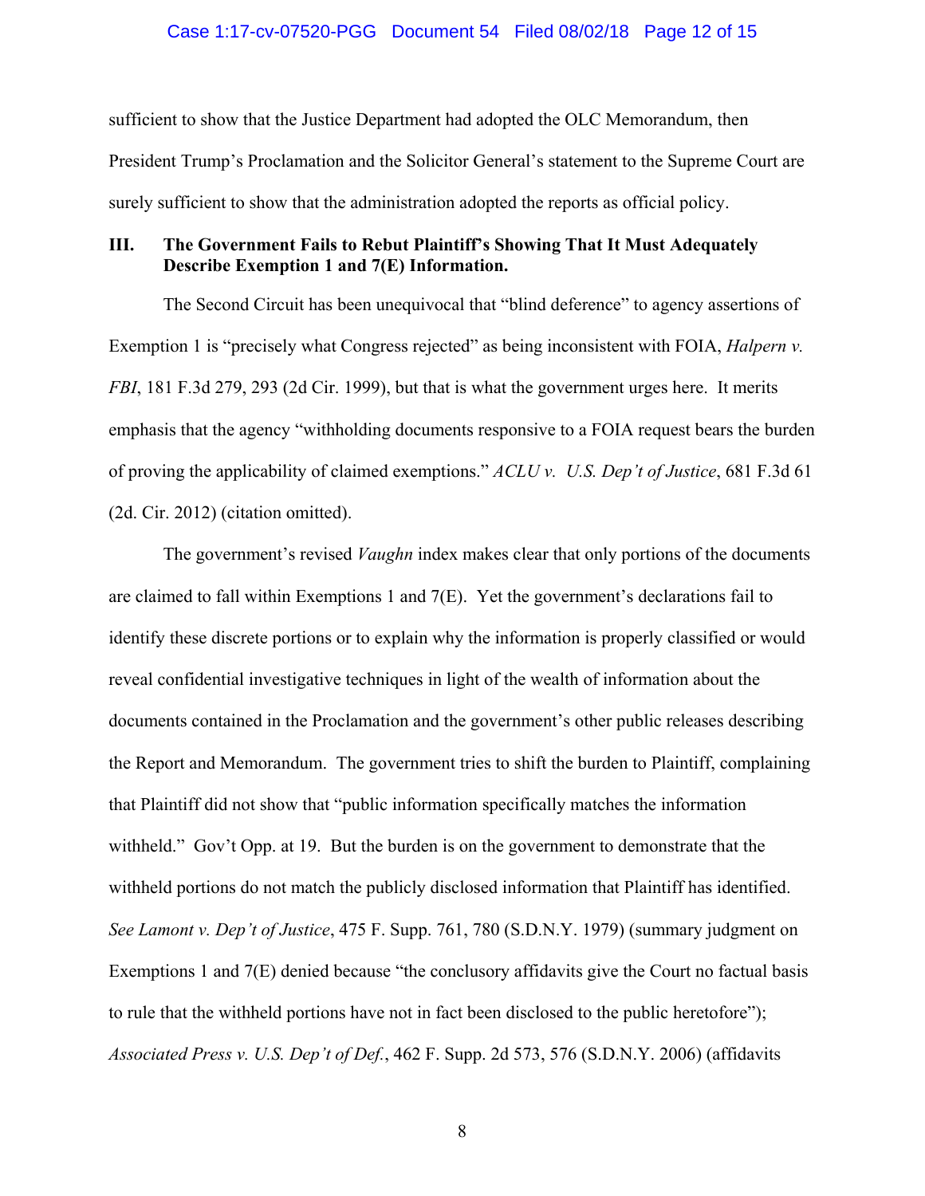sufficient to show that the Justice Department had adopted the OLC Memorandum, then President Trump's Proclamation and the Solicitor General's statement to the Supreme Court are surely sufficient to show that the administration adopted the reports as official policy.

### III. The Government Fails to Rebut Plaintiff's Showing That It Must Adequately Describe Exemption 1 and 7(E) Information.

The Second Circuit has been unequivocal that "blind deference" to agency assertions of Exemption 1 is "precisely what Congress rejected" as being inconsistent with FOIA, *Halpern v. FBI*, 181 F.3d 279, 293 (2d Cir. 1999), but that is what the government urges here. It merits emphasis that the agency "withholding documents responsive to a FOIA request bears the burden of proving the applicability of claimed exemptions." *ACLU v. U.S. Dep't of Justice*, 681 F.3d 61 (2d. Cir. 2012) (citation omitted).

The government's revised *Vaughn* index makes clear that only portions of the documents are claimed to fall within Exemptions 1 and 7(E). Yet the government's declarations fail to identify these discrete portions or to explain why the information is properly classified or would reveal confidential investigative techniques in light of the wealth of information about the documents contained in the Proclamation and the government's other public releases describing the Report and Memorandum. The government tries to shift the burden to Plaintiff, complaining that Plaintiff did not show that "public information specifically matches the information withheld." Gov't Opp. at 19. But the burden is on the government to demonstrate that the withheld portions do not match the publicly disclosed information that Plaintiff has identified. *See Lamont v. Dep't of Justice*, 475 F. Supp. 761, 780 (S.D.N.Y. 1979) (summary judgment on Exemptions 1 and 7(E) denied because "the conclusory affidavits give the Court no factual basis to rule that the withheld portions have not in fact been disclosed to the public heretofore"); *Associated Press v. U.S. Dep't of Def.*, 462 F. Supp. 2d 573, 576 (S.D.N.Y. 2006) (affidavits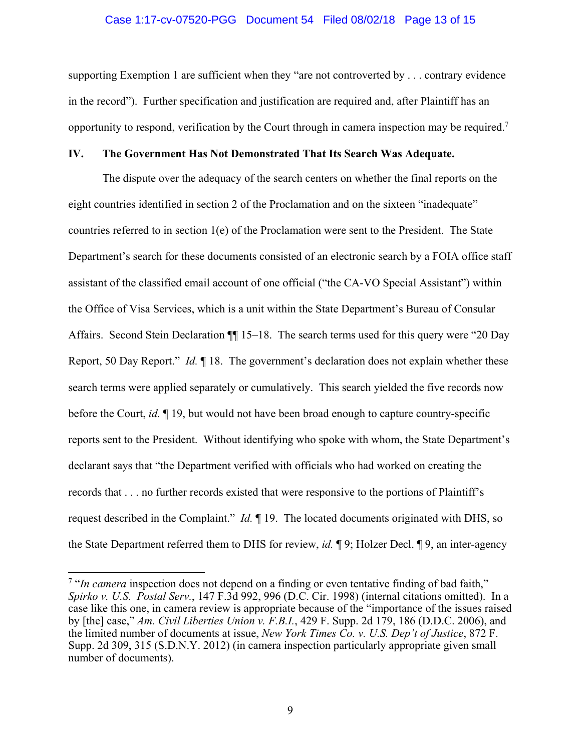supporting Exemption 1 are sufficient when they "are not controverted by . . . contrary evidence in the record"). Further specification and justification are required and, after Plaintiff has an opportunity to respond, verification by the Court through in camera inspection may be required.[7]

## IV. The Government Has Not Demonstrated That Its Search Was Adequate.

The dispute over the adequacy of the search centers on whether the final reports on the eight countries identified in section 2 of the Proclamation and on the sixteen "inadequate" countries referred to in section 1(e) of the Proclamation were sent to the President. The State Department's search for these documents consisted of an electronic search by a FOIA office staff assistant of the classified email account of one official ("the CA-VO Special Assistant") within the Office of Visa Services, which is a unit within the State Department's Bureau of Consular Affairs. Second Stein Declaration ¶¶ 15–18. The search terms used for this query were "20 Day Report, 50 Day Report." *Id.* ¶ 18. The government's declaration does not explain whether these search terms were applied separately or cumulatively. This search yielded the five records now before the Court, *id.* ¶ 19, but would not have been broad enough to capture country-specific reports sent to the President. Without identifying who spoke with whom, the State Department's declarant says that "the Department verified with officials who had worked on creating the records that . . . no further records existed that were responsive to the portions of Plaintiff's request described in the Complaint." *Id.* ¶ 19. The located documents originated with DHS, so the State Department referred them to DHS for review, *id.* ¶ 9; Holzer Decl. ¶ 9, an inter-agency

---

[7] "*In camera* inspection does not depend on a finding or even tentative finding of bad faith," *Spirko v. U.S. Postal Serv.*, 147 F.3d 992, 996 (D.C. Cir. 1998) (internal citations omitted). In a case like this one, in camera review is appropriate because of the "importance of the issues raised by [the] case," *Am. Civil Liberties Union v. F.B.I.*, 429 F. Supp. 2d 179, 186 (D.D.C. 2006), and the limited number of documents at issue, *New York Times Co. v. U.S. Dep't of Justice*, 872 F. Supp. 2d 309, 315 (S.D.N.Y. 2012) (in camera inspection particularly appropriate given small number of documents).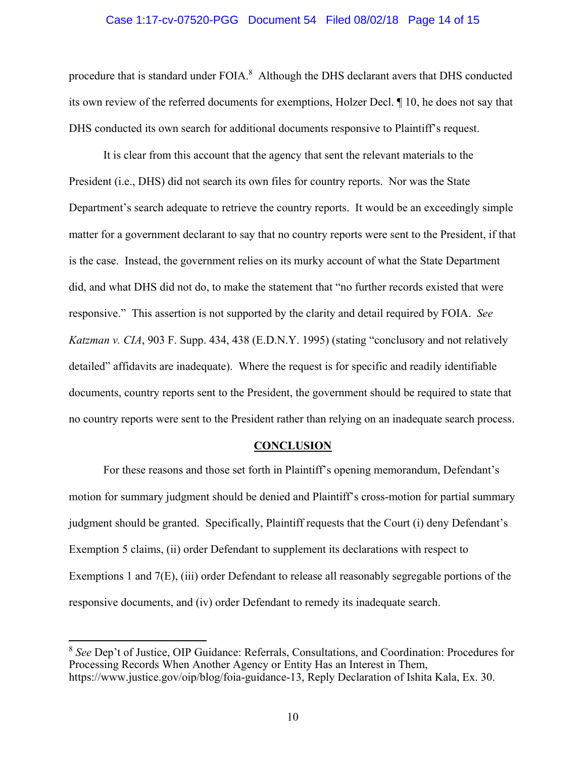procedure that is standard under FOIA.[8] Although the DHS declarant avers that DHS conducted its own review of the referred documents for exemptions, Holzer Decl. ¶ 10, he does not say that DHS conducted its own search for additional documents responsive to Plaintiff's request.

It is clear from this account that the agency that sent the relevant materials to the President (i.e., DHS) did not search its own files for country reports. Nor was the State Department's search adequate to retrieve the country reports. It would be an exceedingly simple matter for a government declarant to say that no country reports were sent to the President, if that is the case. Instead, the government relies on its murky account of what the State Department did, and what DHS did not do, to make the statement that "no further records existed that were responsive." This assertion is not supported by the clarity and detail required by FOIA. *See Katzman v. CIA*, 903 F. Supp. 434, 438 (E.D.N.Y. 1995) (stating "conclusory and not relatively detailed" affidavits are inadequate). Where the request is for specific and readily identifiable documents, country reports sent to the President, the government should be required to state that no country reports were sent to the President rather than relying on an inadequate search process.

## **CONCLUSION**

For these reasons and those set forth in Plaintiff's opening memorandum, Defendant's motion for summary judgment should be denied and Plaintiff's cross-motion for partial summary judgment should be granted. Specifically, Plaintiff requests that the Court (i) deny Defendant's Exemption 5 claims, (ii) order Defendant to supplement its declarations with respect to Exemptions 1 and 7(E), (iii) order Defendant to release all reasonably segregable portions of the responsive documents, and (iv) order Defendant to remedy its inadequate search.

---

[8] *See* Dep't of Justice, OIP Guidance: Referrals, Consultations, and Coordination: Procedures for Processing Records When Another Agency or Entity Has an Interest in Them, https://www.justice.gov/oip/blog/foia-guidance-13, Reply Declaration of Ishita Kala, Ex. 30.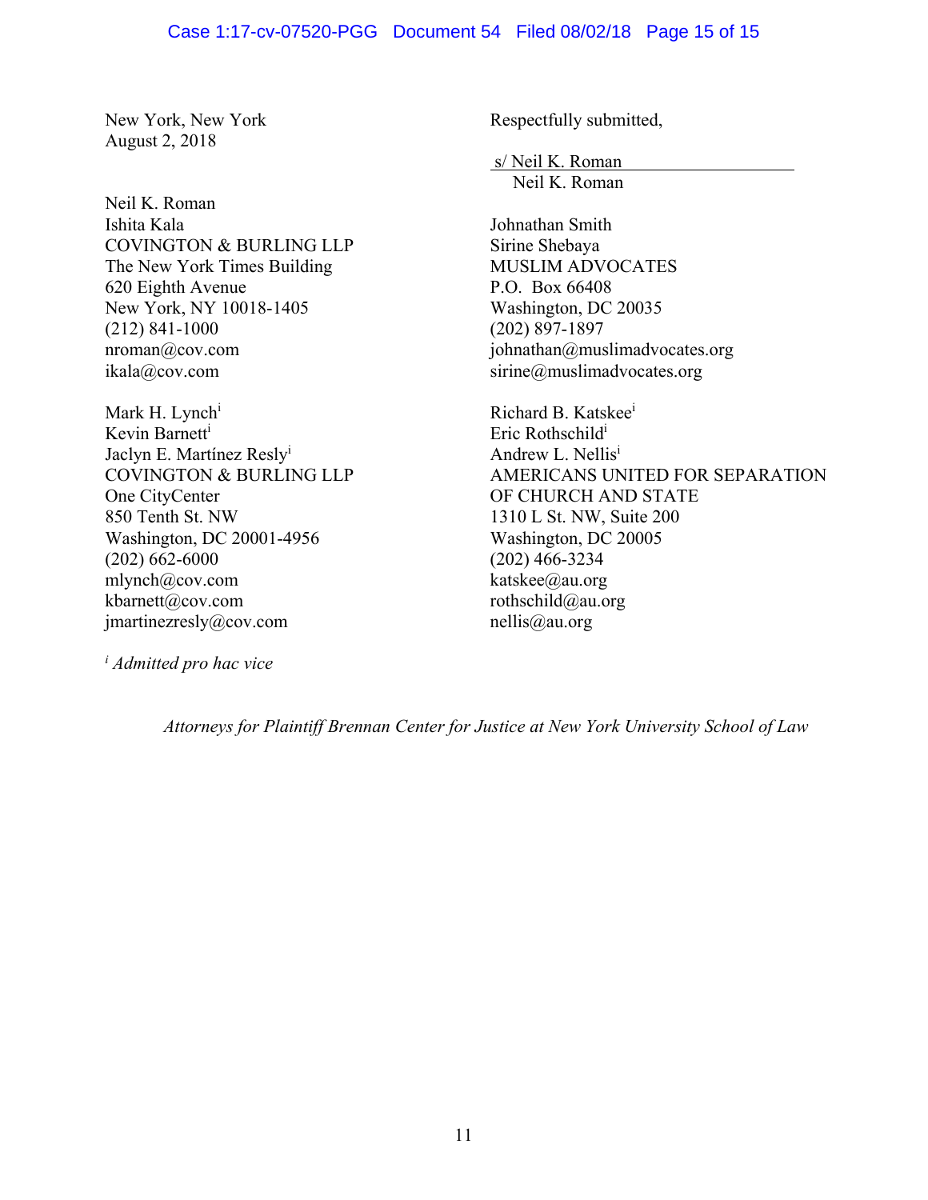New York, New York
August 2, 2018

Respectfully submitted,

s/ Neil K. Roman
Neil K. Roman

Neil K. Roman
Ishita Kala
COVINGTON & BURLING LLP
The New York Times Building
620 Eighth Avenue
New York, NY 10018-1405
(212) 841-1000
nroman@cov.com
ikala@cov.com

Mark H. Lynch[i]
Kevin Barnett[i]
Jaclyn E. Martínez Resly[i]
COVINGTON & BURLING LLP
One CityCenter
850 Tenth St. NW
Washington, DC 20001-4956
(202) 662-6000
mlynch@cov.com
kbarnett@cov.com
jmartinezresly@cov.com

Johnathan Smith
Sirine Shebaya
MUSLIM ADVOCATES
P.O. Box 66408
Washington, DC 20035
(202) 897-1897
johnathan@muslimadvocates.org
sirine@muslimadvocates.org

Richard B. Katskee[i]
Eric Rothschild[i]
Andrew L. Nellis[i]
AMERICANS UNITED FOR SEPARATION OF CHURCH AND STATE
1310 L St. NW, Suite 200
Washington, DC 20005
(202) 466-3234
katskee@au.org
rothschild@au.org
nellis@au.org

[i] *Admitted pro hac vice*

*Attorneys for Plaintiff Brennan Center for Justice at New York University School of Law*